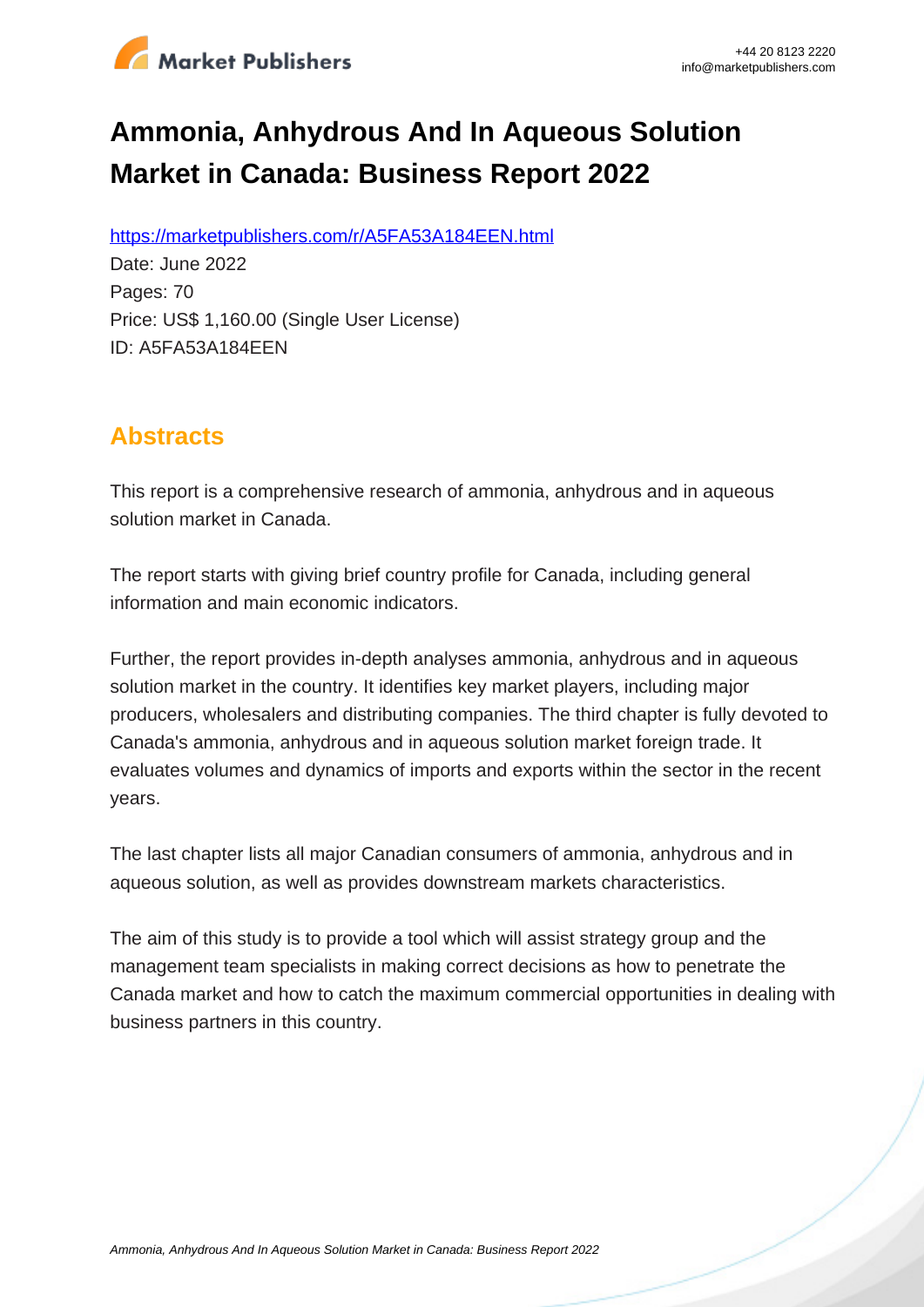# Ammonia, Anhydrous And In Aqueous Solution Market in Canada: Business Report 2022

https://marketpublishers.com/r/A5FA53A184EEN.html

Date: June 2022

Pages: 70

Price: US$ 1,160.00 (Single User License)

ID: A5FA53A184EEN

## Abstracts

This report is a comprehensive research of ammonia, anhydrous and in aqueous solution market in Canada.

The report starts with giving brief country profile for Canada, including general information and main economic indicators.

Further, the report provides in-depth analyses ammonia, anhydrous and in aqueous solution market in the country. It identifies key market players, including major producers, wholesalers and distributing companies. The third chapter is fully devoted to Canada's ammonia, anhydrous and in aqueous solution market foreign trade. It evaluates volumes and dynamics of imports and exports within the sector in the recent years.

The last chapter lists all major Canadian consumers of ammonia, anhydrous and in aqueous solution, as well as provides downstream markets characteristics.

The aim of this study is to provide a tool which will assist strategy group and the management team specialists in making correct decisions as how to penetrate the Canada market and how to catch the maximum commercial opportunities in dealing with business partners in this country.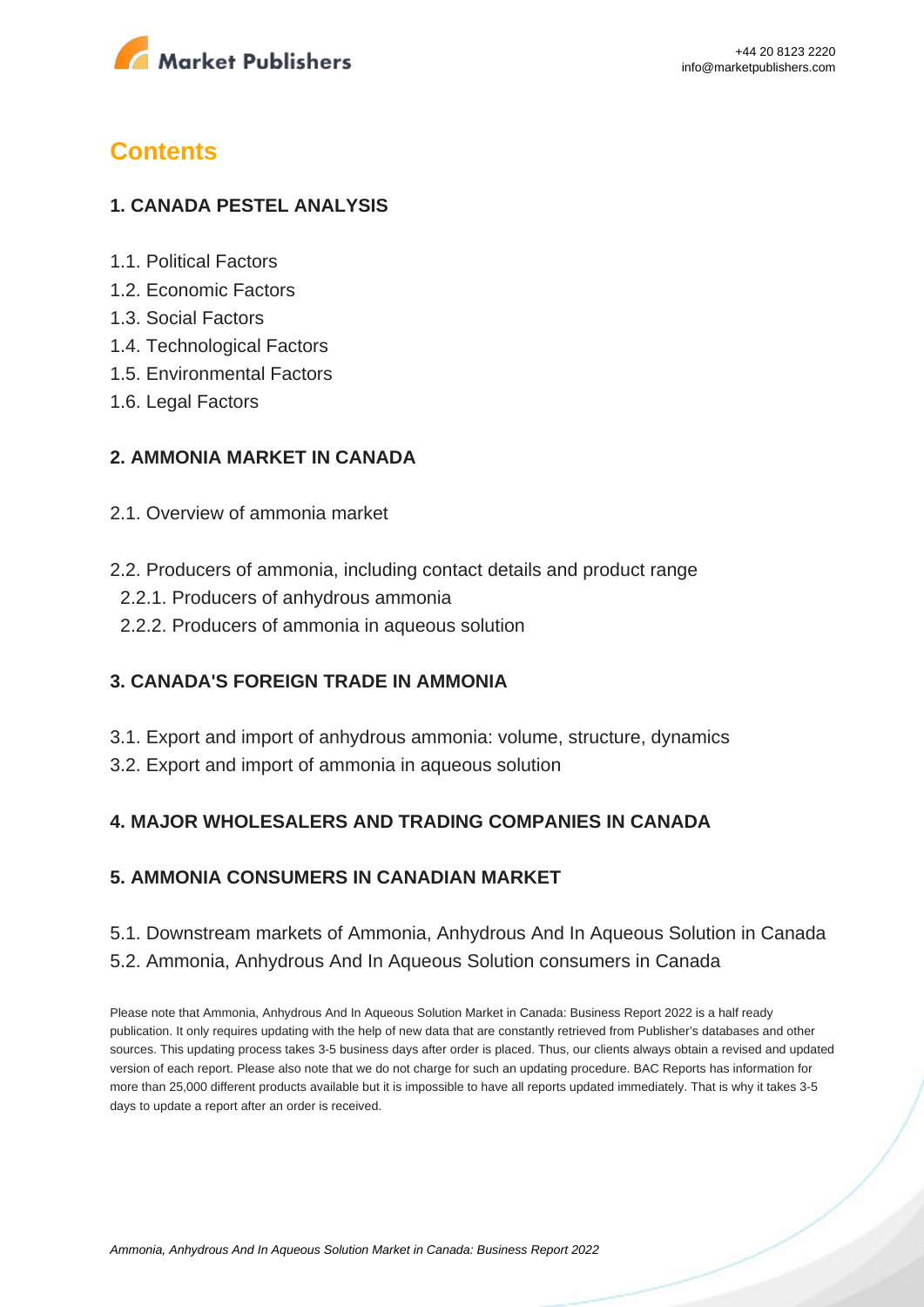# Contents

### 1. CANADA PESTEL ANALYSIS

1.1. Political Factors
1.2. Economic Factors
1.3. Social Factors
1.4. Technological Factors
1.5. Environmental Factors
1.6. Legal Factors

### 2. AMMONIA MARKET IN CANADA

2.1. Overview of ammonia market

2.2. Producers of ammonia, including contact details and product range
  2.2.1. Producers of anhydrous ammonia
  2.2.2. Producers of ammonia in aqueous solution

### 3. CANADA'S FOREIGN TRADE IN AMMONIA

3.1. Export and import of anhydrous ammonia: volume, structure, dynamics
3.2. Export and import of ammonia in aqueous solution

### 4. MAJOR WHOLESALERS AND TRADING COMPANIES IN CANADA

### 5. AMMONIA CONSUMERS IN CANADIAN MARKET

5.1. Downstream markets of Ammonia, Anhydrous And In Aqueous Solution in Canada
5.2. Ammonia, Anhydrous And In Aqueous Solution consumers in Canada

Please note that Ammonia, Anhydrous And In Aqueous Solution Market in Canada: Business Report 2022 is a half ready publication. It only requires updating with the help of new data that are constantly retrieved from Publisher's databases and other sources. This updating process takes 3-5 business days after order is placed. Thus, our clients always obtain a revised and updated version of each report. Please also note that we do not charge for such an updating procedure. BAC Reports has information for more than 25,000 different products available but it is impossible to have all reports updated immediately. That is why it takes 3-5 days to update a report after an order is received.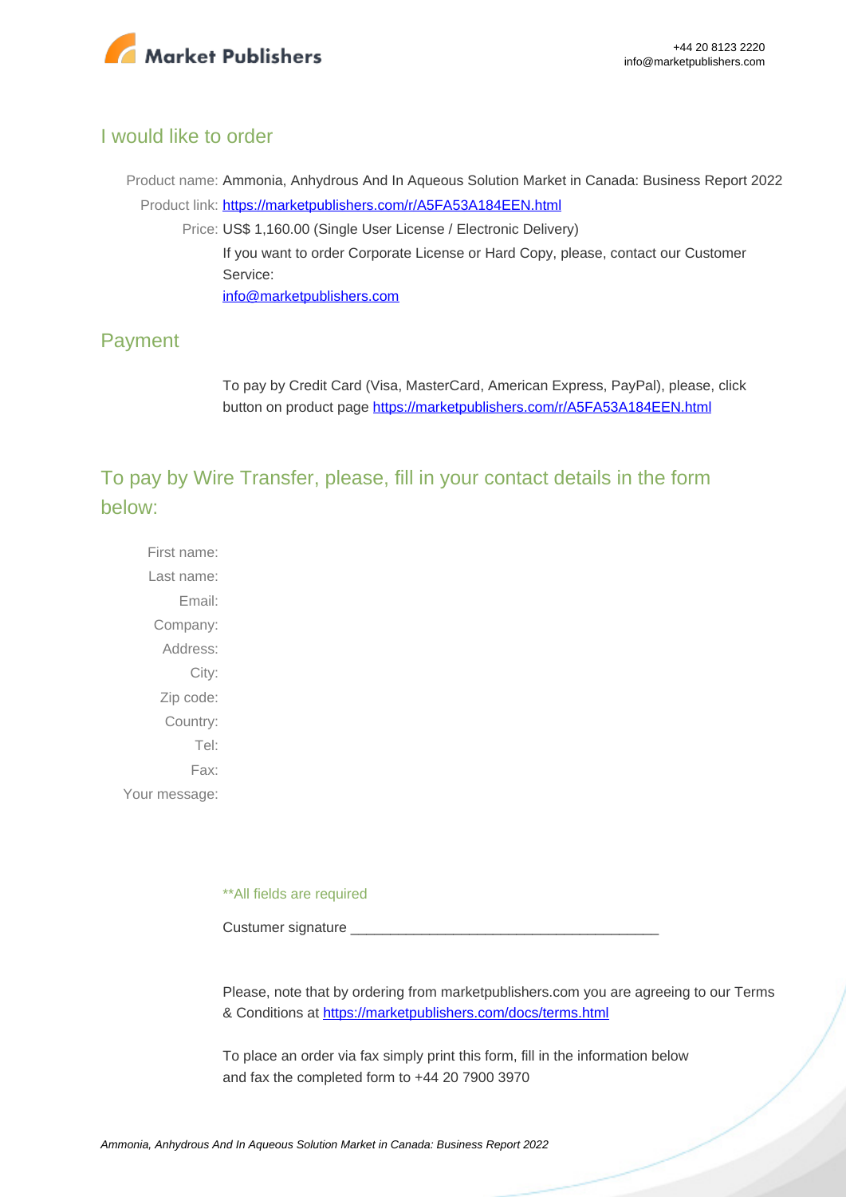## I would like to order

Product name: Ammonia, Anhydrous And In Aqueous Solution Market in Canada: Business Report 2022

Product link: [https://marketpublishers.com/r/A5FA53A184EEN.html](https://marketpublishers.com/r/A5FA53A184EEN.html)

Price: US$ 1,160.00 (Single User License / Electronic Delivery)

If you want to order Corporate License or Hard Copy, please, contact our Customer Service:

[info@marketpublishers.com](mailto:info@marketpublishers.com)

## Payment

To pay by Credit Card (Visa, MasterCard, American Express, PayPal), please, click button on product page [https://marketpublishers.com/r/A5FA53A184EEN.html](https://marketpublishers.com/r/A5FA53A184EEN.html)

## To pay by Wire Transfer, please, fill in your contact details in the form below:

First name:

Last name:

Email:

Company:

Address:

City:

Zip code:

Country:

Tel:

Fax:

Your message:

**All fields are required

Custumer signature _______________________________________

Please, note that by ordering from marketpublishers.com you are agreeing to our Terms & Conditions at [https://marketpublishers.com/docs/terms.html](https://marketpublishers.com/docs/terms.html)

To place an order via fax simply print this form, fill in the information below and fax the completed form to +44 20 7900 3970